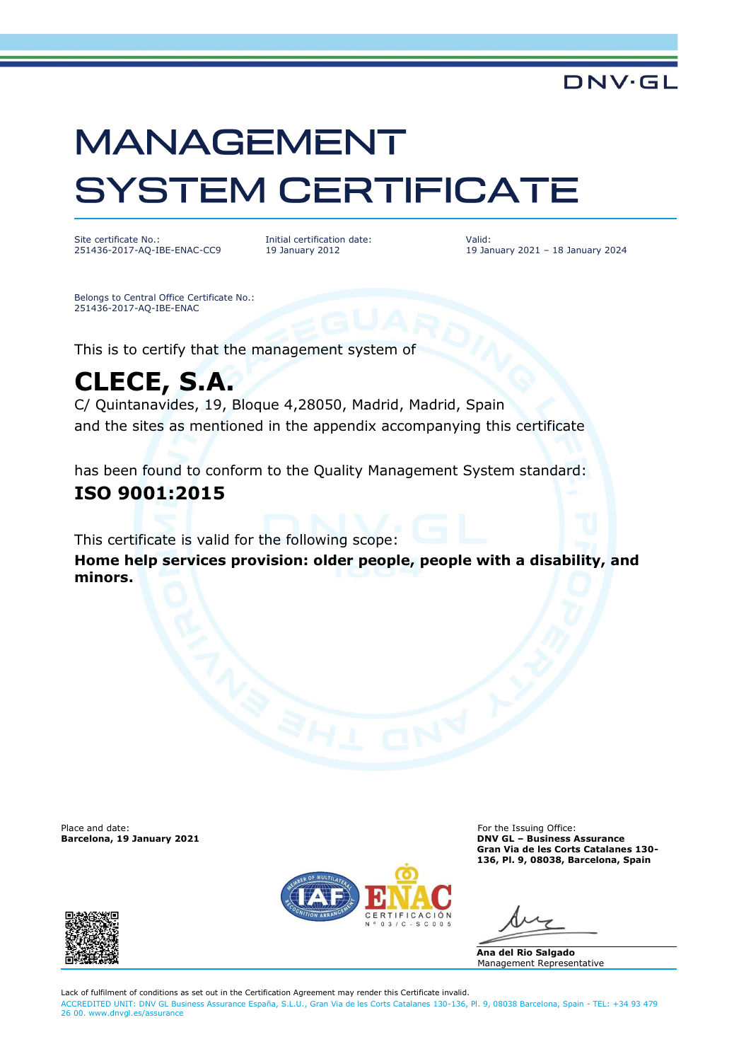DNV·GL

# MANAGEMENT SYSTEM CERTIFICATE

Site certificate No.:
251436-2017-AQ-IBE-ENAC-CC9

Initial certification date:
19 January 2012

Valid:
19 January 2021 – 18 January 2024

Belongs to Central Office Certificate No.:
251436-2017-AQ-IBE-ENAC

This is to certify that the management system of

## CLECE, S.A.

C/ Quintanavides, 19, Bloque 4,28050, Madrid, Madrid, Spain
and the sites as mentioned in the appendix accompanying this certificate

has been found to conform to the Quality Management System standard:

**ISO 9001:2015**

This certificate is valid for the following scope:

**Home help services provision: older people, people with a disability, and minors.**

Place and date:
**Barcelona, 19 January 2021**

For the Issuing Office:
**DNV GL – Business Assurance**
**Gran Via de les Corts Catalanes 130-136, Pl. 9, 08038, Barcelona, Spain**

ENAC CERTIFICACIÓN Nº 03/C-SC005

**Ana del Rio Salgado**
Management Representative

Lack of fulfilment of conditions as set out in the Certification Agreement may render this Certificate invalid.
ACCREDITED UNIT: DNV GL Business Assurance España, S.L.U., Gran Via de les Corts Catalanes 130-136, Pl. 9, 08038 Barcelona, Spain - TEL: +34 93 479 26 00. www.dnvgl.es/assurance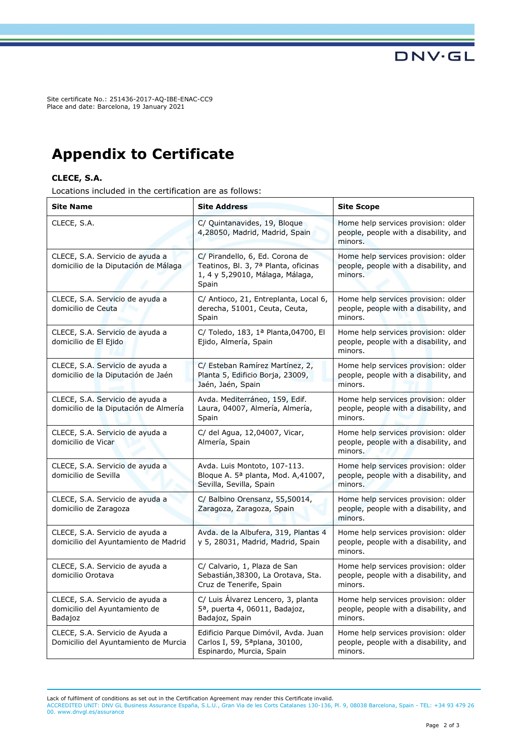Site certificate No.: 251436-2017-AQ-IBE-ENAC-CC9
Place and date: Barcelona, 19 January 2021

# Appendix to Certificate

**CLECE, S.A.**

Locations included in the certification are as follows:

| Site Name | Site Address | Site Scope |
|---|---|---|
| CLECE, S.A. | C/ Quintanavides, 19, Bloque 4,28050, Madrid, Madrid, Spain | Home help services provision: older people, people with a disability, and minors. |
| CLECE, S.A. Servicio de ayuda a domicilio de la Diputación de Málaga | C/ Pirandello, 6, Ed. Corona de Teatinos, Bl. 3, 7ª Planta, oficinas 1, 4 y 5,29010, Málaga, Málaga, Spain | Home help services provision: older people, people with a disability, and minors. |
| CLECE, S.A. Servicio de ayuda a domicilio de Ceuta | C/ Antioco, 21, Entreplanta, Local 6, derecha, 51001, Ceuta, Ceuta, Spain | Home help services provision: older people, people with a disability, and minors. |
| CLECE, S.A. Servicio de ayuda a domicilio de El Ejido | C/ Toledo, 183, 1ª Planta,04700, El Ejido, Almería, Spain | Home help services provision: older people, people with a disability, and minors. |
| CLECE, S.A. Servicio de ayuda a domicilio de la Diputación de Jaén | C/ Esteban Ramírez Martínez, 2, Planta 5, Edificio Borja, 23009, Jaén, Jaén, Spain | Home help services provision: older people, people with a disability, and minors. |
| CLECE, S.A. Servicio de ayuda a domicilio de la Diputación de Almería | Avda. Mediterráneo, 159, Edif. Laura, 04007, Almería, Almería, Spain | Home help services provision: older people, people with a disability, and minors. |
| CLECE, S.A. Servicio de ayuda a domicilio de Vicar | C/ del Agua, 12,04007, Vicar, Almería, Spain | Home help services provision: older people, people with a disability, and minors. |
| CLECE, S.A. Servicio de ayuda a domicilio de Sevilla | Avda. Luis Montoto, 107-113. Bloque A. 5ª planta, Mod. A,41007, Sevilla, Sevilla, Spain | Home help services provision: older people, people with a disability, and minors. |
| CLECE, S.A. Servicio de ayuda a domicilio de Zaragoza | C/ Balbino Orensanz, 55,50014, Zaragoza, Zaragoza, Spain | Home help services provision: older people, people with a disability, and minors. |
| CLECE, S.A. Servicio de ayuda a domicilio del Ayuntamiento de Madrid | Avda. de la Albufera, 319, Plantas 4 y 5, 28031, Madrid, Madrid, Spain | Home help services provision: older people, people with a disability, and minors. |
| CLECE, S.A. Servicio de ayuda a domicilio Orotava | C/ Calvario, 1, Plaza de San Sebastián,38300, La Orotava, Sta. Cruz de Tenerife, Spain | Home help services provision: older people, people with a disability, and minors. |
| CLECE, S.A. Servicio de ayuda a domicilio del Ayuntamiento de Badajoz | C/ Luis Álvarez Lencero, 3, planta 5ª, puerta 4, 06011, Badajoz, Badajoz, Spain | Home help services provision: older people, people with a disability, and minors. |
| CLECE, S.A. Servicio de Ayuda a Domicilio del Ayuntamiento de Murcia | Edificio Parque Dimóvil, Avda. Juan Carlos I, 59, 5ªplana, 30100, Espinardo, Murcia, Spain | Home help services provision: older people, people with a disability, and minors. |

Lack of fulfilment of conditions as set out in the Certification Agreement may render this Certificate invalid.
ACCREDITED UNIT: DNV GL Business Assurance España, S.L.U., Gran Via de les Corts Catalanes 130-136, Pl. 9, 08038 Barcelona, Spain - TEL: +34 93 479 26 00. www.dnvgl.es/assurance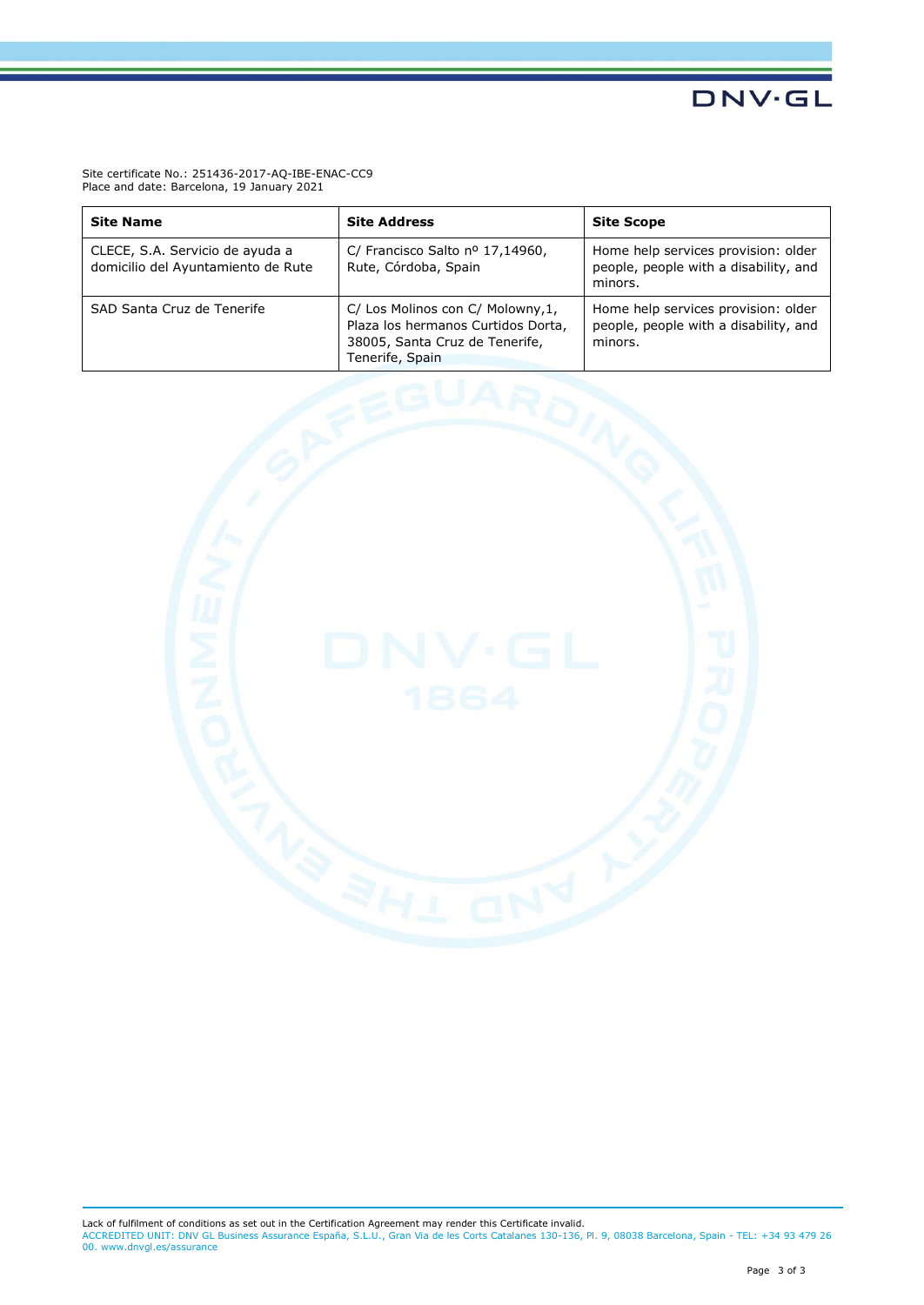Site certificate No.: 251436-2017-AQ-IBE-ENAC-CC9
Place and date: Barcelona, 19 January 2021

| Site Name | Site Address | Site Scope |
|---|---|---|
| CLECE, S.A. Servicio de ayuda a domicilio del Ayuntamiento de Rute | C/ Francisco Salto nº 17,14960, Rute, Córdoba, Spain | Home help services provision: older people, people with a disability, and minors. |
| SAD Santa Cruz de Tenerife | C/ Los Molinos con C/ Molowny,1, Plaza los hermanos Curtidos Dorta, 38005, Santa Cruz de Tenerife, Tenerife, Spain | Home help services provision: older people, people with a disability, and minors. |

Lack of fulfilment of conditions as set out in the Certification Agreement may render this Certificate invalid.
ACCREDITED UNIT: DNV GL Business Assurance España, S.L.U., Gran Via de les Corts Catalanes 130-136, Pl. 9, 08038 Barcelona, Spain - TEL: +34 93 479 26 00. www.dnvgl.es/assurance